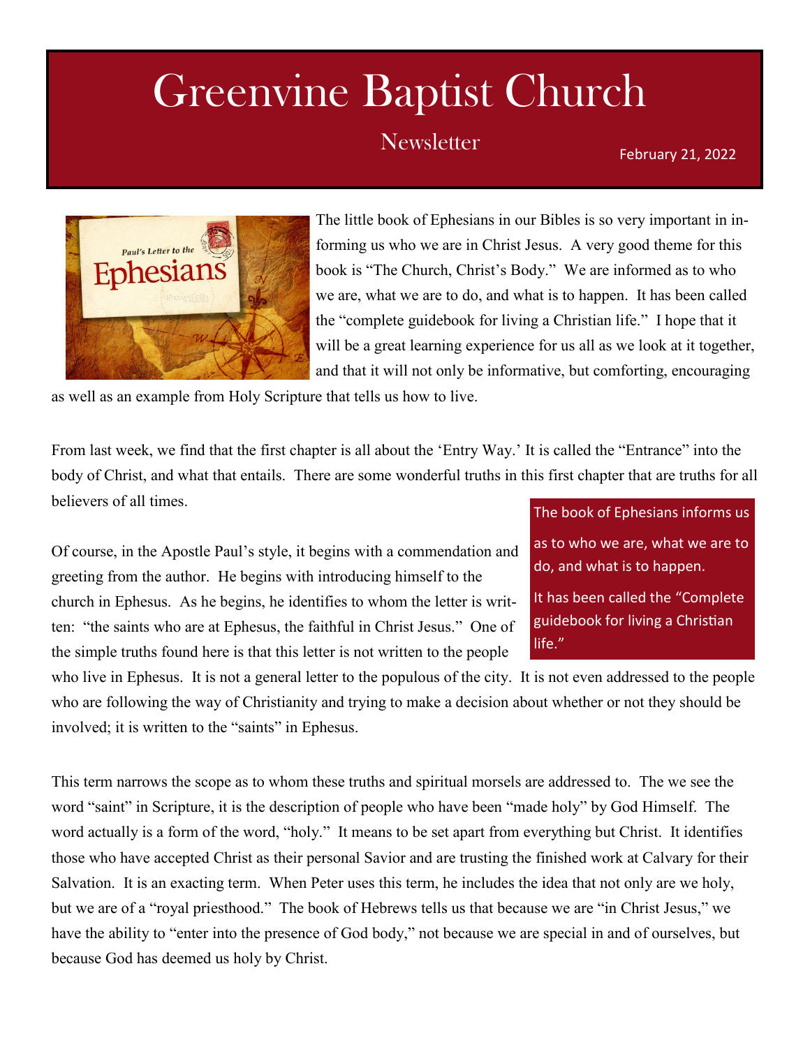# Greenvine Baptist Church

## Newsletter

February 21, 2022

The little book of Ephesians in our Bibles is so very important in informing us who we are in Christ Jesus. A very good theme for this book is "The Church, Christ's Body." We are informed as to who we are, what we are to do, and what is to happen. It has been called the "complete guidebook for living a Christian life." I hope that it will be a great learning experience for us all as we look at it together, and that it will not only be informative, but comforting, encouraging as well as an example from Holy Scripture that tells us how to live.

From last week, we find that the first chapter is all about the 'Entry Way.' It is called the "Entrance" into the body of Christ, and what that entails. There are some wonderful truths in this first chapter that are truths for all believers of all times.

> The book of Ephesians informs us as to who we are, what we are to do, and what is to happen.
>
> It has been called the "Complete guidebook for living a Christian life."

Of course, in the Apostle Paul's style, it begins with a commendation and greeting from the author. He begins with introducing himself to the church in Ephesus. As he begins, he identifies to whom the letter is written: "the saints who are at Ephesus, the faithful in Christ Jesus." One of the simple truths found here is that this letter is not written to the people who live in Ephesus. It is not a general letter to the populous of the city. It is not even addressed to the people who are following the way of Christianity and trying to make a decision about whether or not they should be involved; it is written to the "saints" in Ephesus.

This term narrows the scope as to whom these truths and spiritual morsels are addressed to. The we see the word "saint" in Scripture, it is the description of people who have been "made holy" by God Himself. The word actually is a form of the word, "holy." It means to be set apart from everything but Christ. It identifies those who have accepted Christ as their personal Savior and are trusting the finished work at Calvary for their Salvation. It is an exacting term. When Peter uses this term, he includes the idea that not only are we holy, but we are of a "royal priesthood." The book of Hebrews tells us that because we are "in Christ Jesus," we have the ability to "enter into the presence of God body," not because we are special in and of ourselves, but because God has deemed us holy by Christ.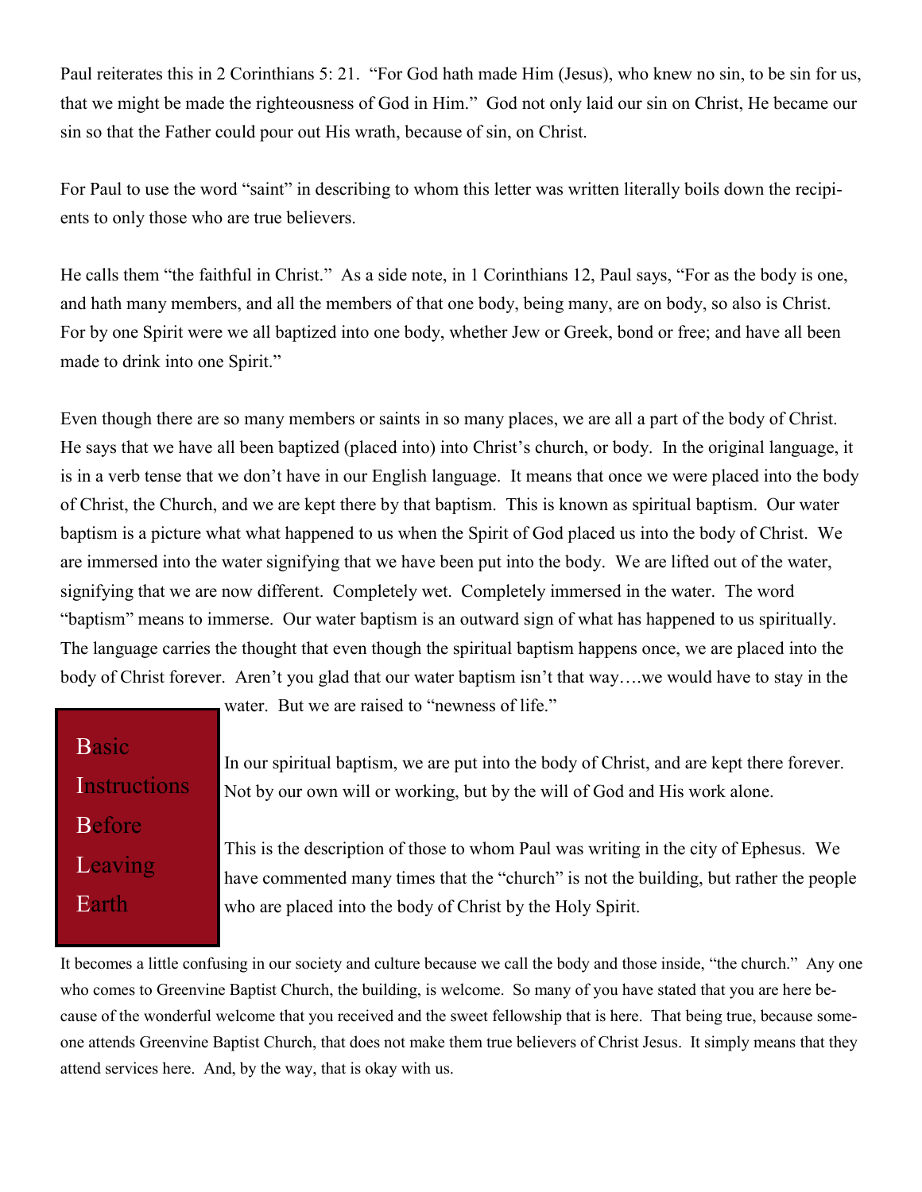Paul reiterates this in 2 Corinthians 5: 21. "For God hath made Him (Jesus), who knew no sin, to be sin for us, that we might be made the righteousness of God in Him." God not only laid our sin on Christ, He became our sin so that the Father could pour out His wrath, because of sin, on Christ.

For Paul to use the word "saint" in describing to whom this letter was written literally boils down the recipients to only those who are true believers.

He calls them "the faithful in Christ." As a side note, in 1 Corinthians 12, Paul says, "For as the body is one, and hath many members, and all the members of that one body, being many, are on body, so also is Christ. For by one Spirit were we all baptized into one body, whether Jew or Greek, bond or free; and have all been made to drink into one Spirit."

Even though there are so many members or saints in so many places, we are all a part of the body of Christ. He says that we have all been baptized (placed into) into Christ's church, or body. In the original language, it is in a verb tense that we don't have in our English language. It means that once we were placed into the body of Christ, the Church, and we are kept there by that baptism. This is known as spiritual baptism. Our water baptism is a picture what what happened to us when the Spirit of God placed us into the body of Christ. We are immersed into the water signifying that we have been put into the body. We are lifted out of the water, signifying that we are now different. Completely wet. Completely immersed in the water. The word "baptism" means to immerse. Our water baptism is an outward sign of what has happened to us spiritually. The language carries the thought that even though the spiritual baptism happens once, we are placed into the body of Christ forever. Aren't you glad that our water baptism isn't that way….we would have to stay in the water. But we are raised to "newness of life."

In our spiritual baptism, we are put into the body of Christ, and are kept there forever. Not by our own will or working, but by the will of God and His work alone.

This is the description of those to whom Paul was writing in the city of Ephesus. We have commented many times that the "church" is not the building, but rather the people who are placed into the body of Christ by the Holy Spirit.

**B**asic
**I**nstructions
**B**efore
**L**eaving
**E**arth

It becomes a little confusing in our society and culture because we call the body and those inside, "the church." Any one who comes to Greenvine Baptist Church, the building, is welcome. So many of you have stated that you are here because of the wonderful welcome that you received and the sweet fellowship that is here. That being true, because someone attends Greenvine Baptist Church, that does not make them true believers of Christ Jesus. It simply means that they attend services here. And, by the way, that is okay with us.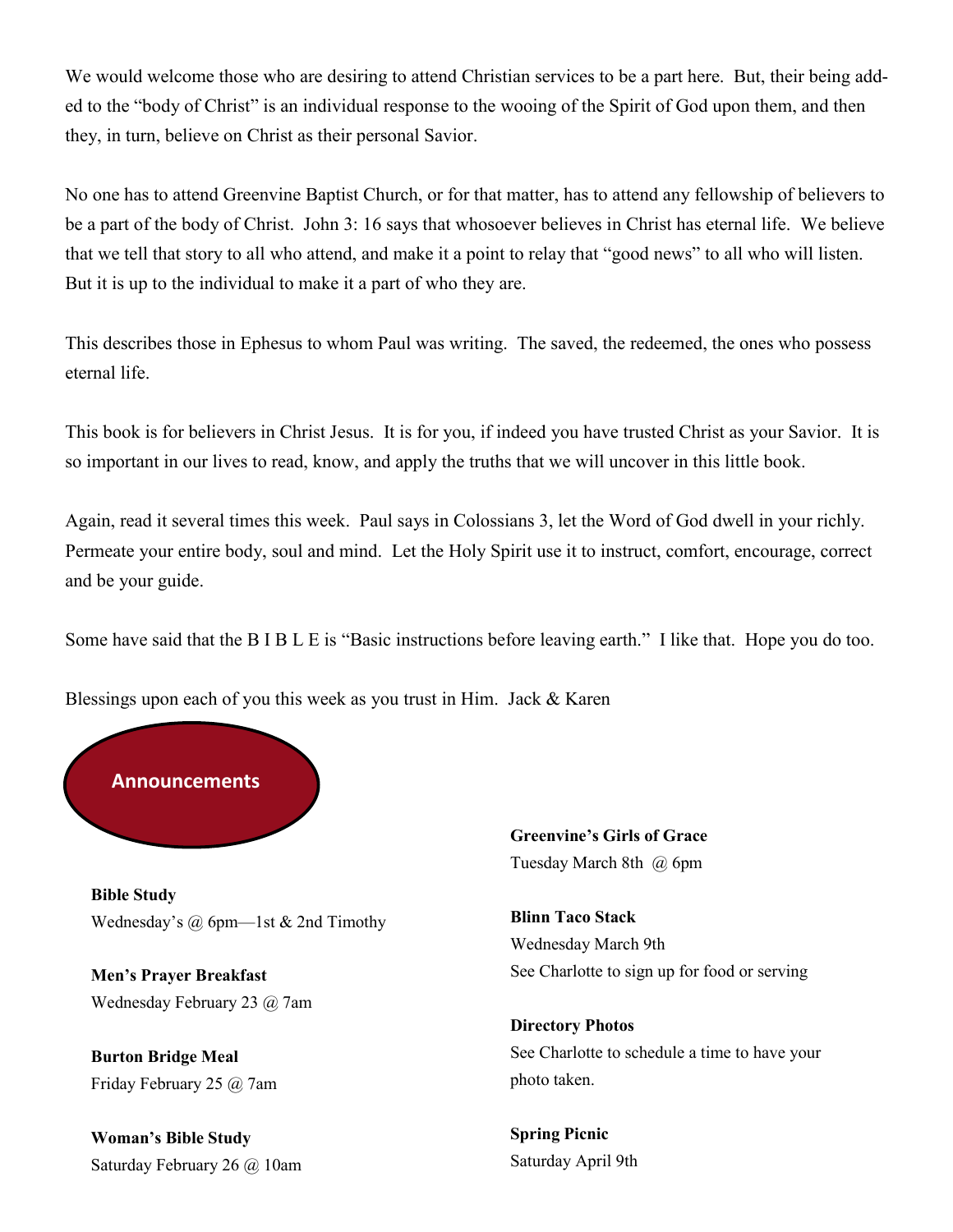We would welcome those who are desiring to attend Christian services to be a part here. But, their being added to the "body of Christ" is an individual response to the wooing of the Spirit of God upon them, and then they, in turn, believe on Christ as their personal Savior.

No one has to attend Greenvine Baptist Church, or for that matter, has to attend any fellowship of believers to be a part of the body of Christ. John 3: 16 says that whosoever believes in Christ has eternal life. We believe that we tell that story to all who attend, and make it a point to relay that "good news" to all who will listen. But it is up to the individual to make it a part of who they are.

This describes those in Ephesus to whom Paul was writing. The saved, the redeemed, the ones who possess eternal life.

This book is for believers in Christ Jesus. It is for you, if indeed you have trusted Christ as your Savior. It is so important in our lives to read, know, and apply the truths that we will uncover in this little book.

Again, read it several times this week. Paul says in Colossians 3, let the Word of God dwell in your richly. Permeate your entire body, soul and mind. Let the Holy Spirit use it to instruct, comfort, encourage, correct and be your guide.

Some have said that the B I B L E is "Basic instructions before leaving earth." I like that. Hope you do too.

Blessings upon each of you this week as you trust in Him. Jack & Karen

## Announcements

**Bible Study**
Wednesday's @ 6pm—1st & 2nd Timothy

**Men's Prayer Breakfast**
Wednesday February 23 @ 7am

**Burton Bridge Meal**
Friday February 25 @ 7am

**Woman's Bible Study**
Saturday February 26 @ 10am

**Greenvine's Girls of Grace**
Tuesday March 8th @ 6pm

**Blinn Taco Stack**
Wednesday March 9th
See Charlotte to sign up for food or serving

**Directory Photos**
See Charlotte to schedule a time to have your photo taken.

**Spring Picnic**
Saturday April 9th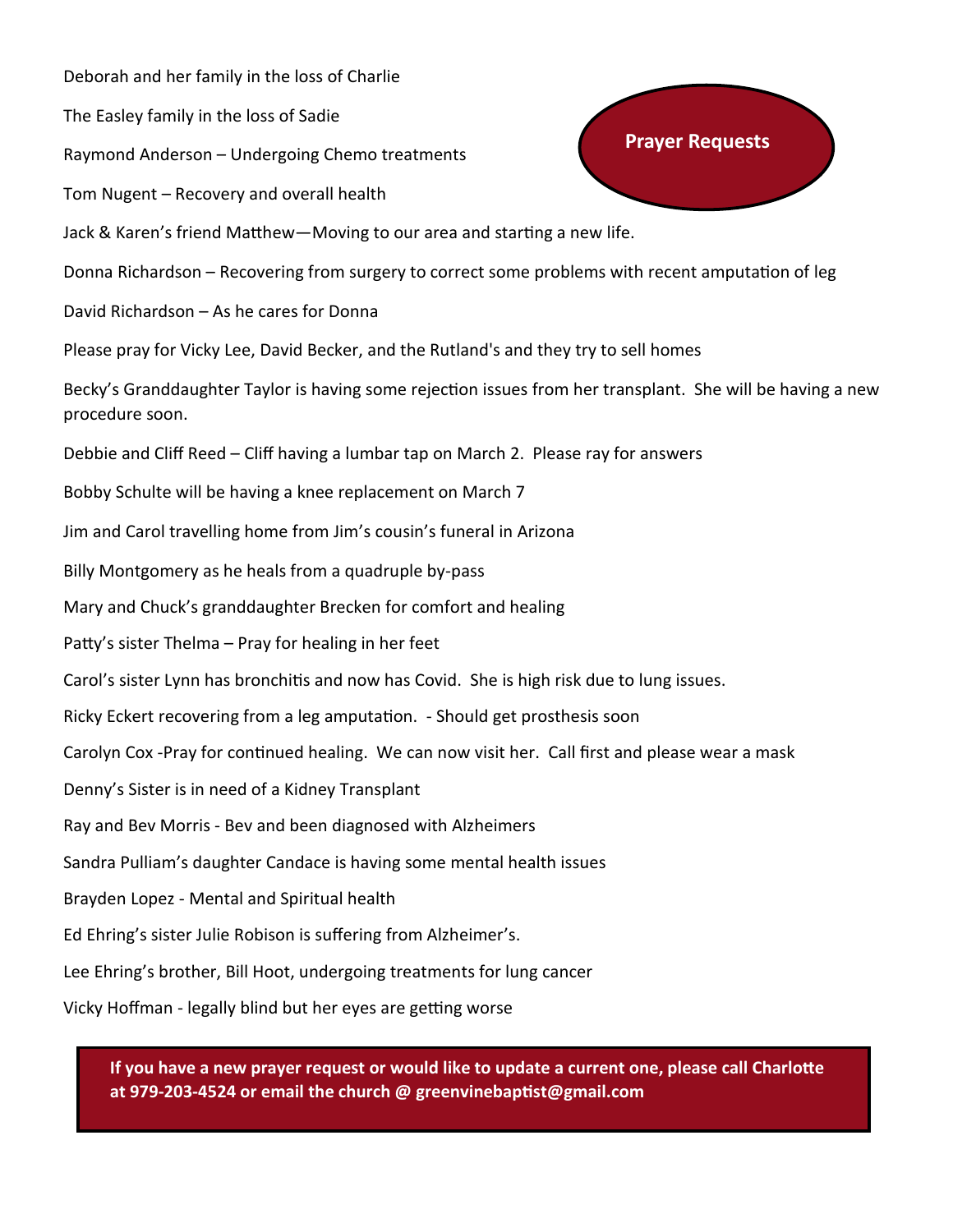## Prayer Requests

Deborah and her family in the loss of Charlie

The Easley family in the loss of Sadie

Raymond Anderson – Undergoing Chemo treatments

Tom Nugent – Recovery and overall health

Jack & Karen's friend Matthew—Moving to our area and starting a new life.

Donna Richardson – Recovering from surgery to correct some problems with recent amputation of leg

David Richardson – As he cares for Donna

Please pray for Vicky Lee, David Becker, and the Rutland's and they try to sell homes

Becky's Granddaughter Taylor is having some rejection issues from her transplant. She will be having a new procedure soon.

Debbie and Cliff Reed – Cliff having a lumbar tap on March 2. Please ray for answers

Bobby Schulte will be having a knee replacement on March 7

Jim and Carol travelling home from Jim's cousin's funeral in Arizona

Billy Montgomery as he heals from a quadruple by-pass

Mary and Chuck's granddaughter Brecken for comfort and healing

Patty's sister Thelma – Pray for healing in her feet

Carol's sister Lynn has bronchitis and now has Covid. She is high risk due to lung issues.

Ricky Eckert recovering from a leg amputation. - Should get prosthesis soon

Carolyn Cox -Pray for continued healing. We can now visit her. Call first and please wear a mask

Denny's Sister is in need of a Kidney Transplant

Ray and Bev Morris - Bev and been diagnosed with Alzheimers

Sandra Pulliam's daughter Candace is having some mental health issues

Brayden Lopez - Mental and Spiritual health

Ed Ehring's sister Julie Robison is suffering from Alzheimer's.

Lee Ehring's brother, Bill Hoot, undergoing treatments for lung cancer

Vicky Hoffman - legally blind but her eyes are getting worse

**If you have a new prayer request or would like to update a current one, please call Charlotte at 979-203-4524 or email the church @ greenvinebaptist@gmail.com**